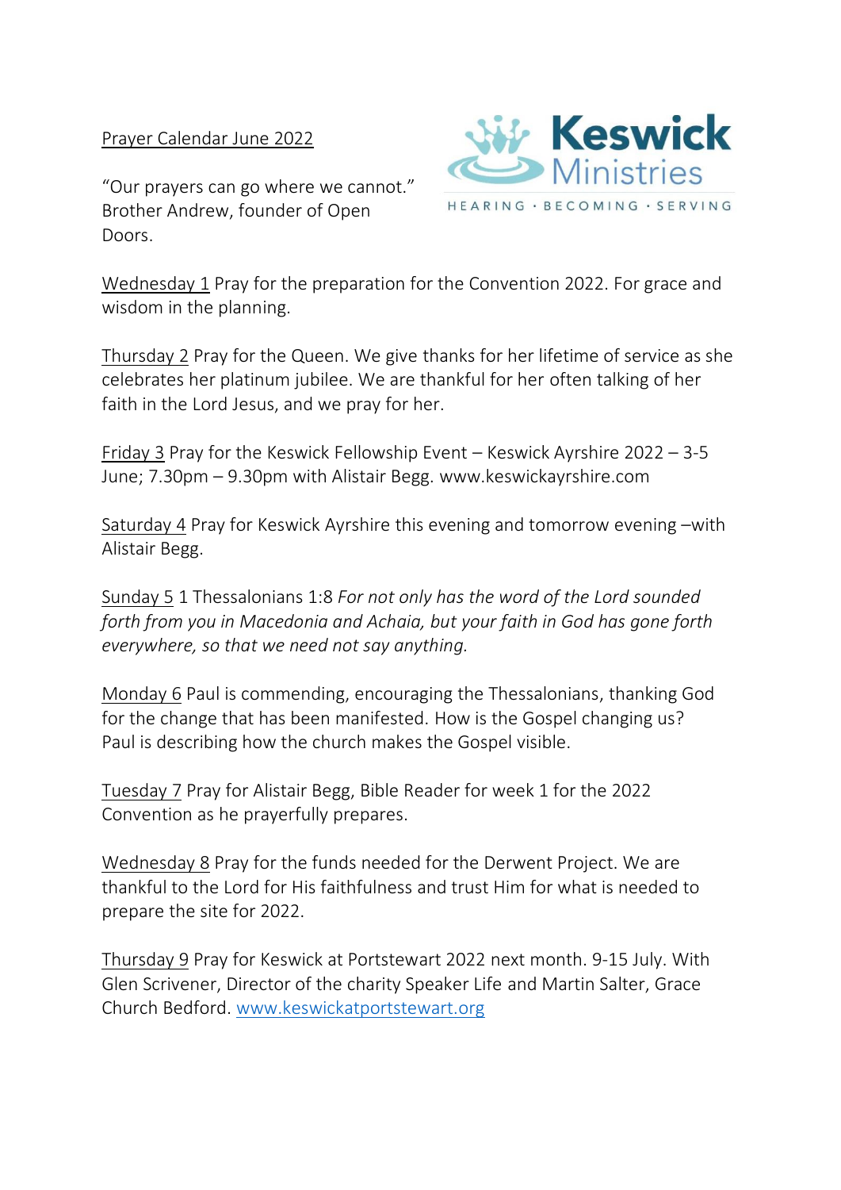Prayer Calendar June 2022

"Our prayers can go where we cannot." Brother Andrew, founder of Open Doors.

Keswick Ministries

HEARING · BECOMING · SERVING

Wednesday 1 Pray for the preparation for the Convention 2022. For grace and wisdom in the planning.

Thursday 2 Pray for the Queen. We give thanks for her lifetime of service as she celebrates her platinum jubilee. We are thankful for her often talking of her faith in the Lord Jesus, and we pray for her.

Friday 3 Pray for the Keswick Fellowship Event – Keswick Ayrshire 2022 – 3-5 June; 7.30pm – 9.30pm with Alistair Begg. www.keswickayrshire.com

Saturday 4 Pray for Keswick Ayrshire this evening and tomorrow evening –with Alistair Begg.

Sunday 5 1 Thessalonians 1:8 *For not only has the word of the Lord sounded forth from you in Macedonia and Achaia, but your faith in God has gone forth everywhere, so that we need not say anything.*

Monday 6 Paul is commending, encouraging the Thessalonians, thanking God for the change that has been manifested. How is the Gospel changing us? Paul is describing how the church makes the Gospel visible.

Tuesday 7 Pray for Alistair Begg, Bible Reader for week 1 for the 2022 Convention as he prayerfully prepares.

Wednesday 8 Pray for the funds needed for the Derwent Project. We are thankful to the Lord for His faithfulness and trust Him for what is needed to prepare the site for 2022.

Thursday 9 Pray for Keswick at Portstewart 2022 next month. 9-15 July. With Glen Scrivener, Director of the charity Speaker Life and Martin Salter, Grace Church Bedford. [www.keswickatportstewart.org](http://www.keswickatportstewart.org)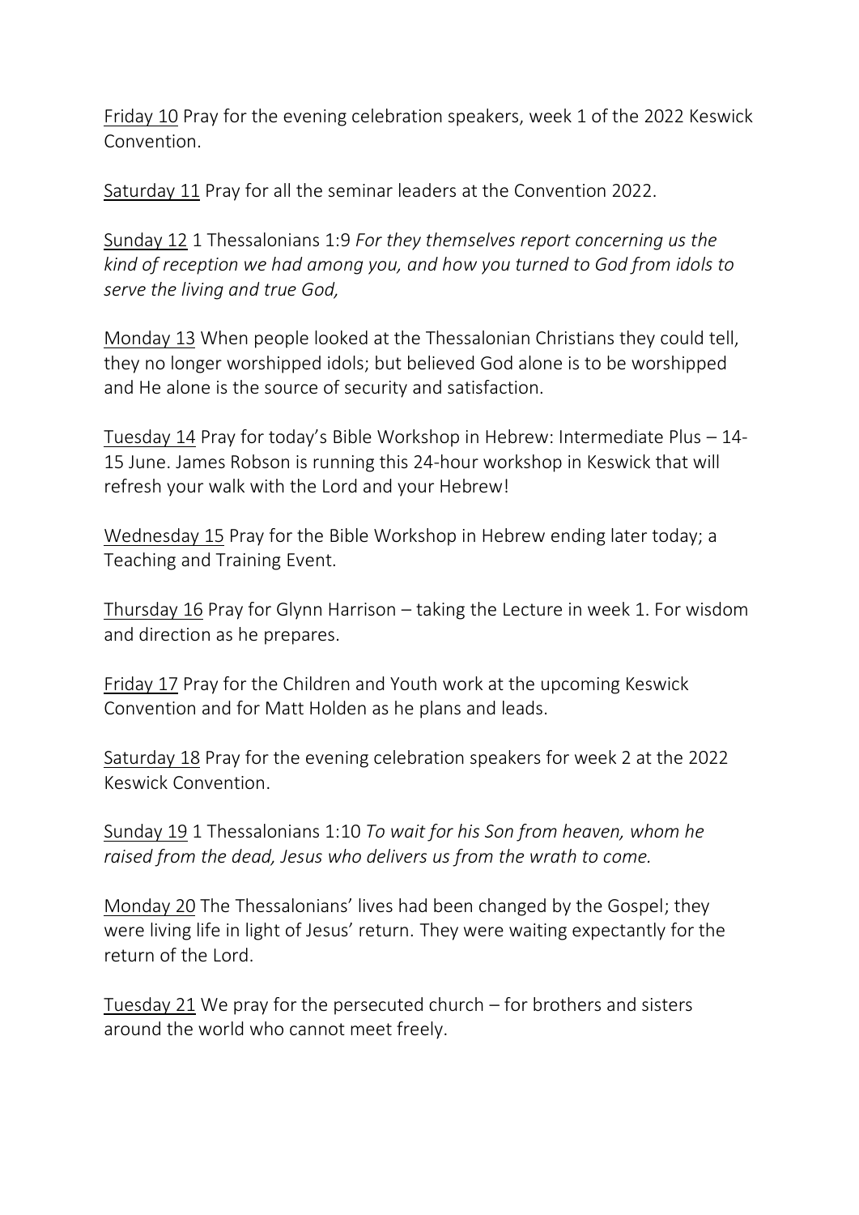<u>Friday 10</u> Pray for the evening celebration speakers, week 1 of the 2022 Keswick Convention.

<u>Saturday 11</u> Pray for all the seminar leaders at the Convention 2022.

<u>Sunday 12</u> 1 Thessalonians 1:9 *For they themselves report concerning us the kind of reception we had among you, and how you turned to God from idols to serve the living and true God,*

<u>Monday 13</u> When people looked at the Thessalonian Christians they could tell, they no longer worshipped idols; but believed God alone is to be worshipped and He alone is the source of security and satisfaction.

<u>Tuesday 14</u> Pray for today's Bible Workshop in Hebrew: Intermediate Plus – 14-15 June. James Robson is running this 24-hour workshop in Keswick that will refresh your walk with the Lord and your Hebrew!

<u>Wednesday 15</u> Pray for the Bible Workshop in Hebrew ending later today; a Teaching and Training Event.

<u>Thursday 16</u> Pray for Glynn Harrison – taking the Lecture in week 1. For wisdom and direction as he prepares.

<u>Friday 17</u> Pray for the Children and Youth work at the upcoming Keswick Convention and for Matt Holden as he plans and leads.

<u>Saturday 18</u> Pray for the evening celebration speakers for week 2 at the 2022 Keswick Convention.

<u>Sunday 19</u> 1 Thessalonians 1:10 *To wait for his Son from heaven, whom he raised from the dead, Jesus who delivers us from the wrath to come.*

<u>Monday 20</u> The Thessalonians' lives had been changed by the Gospel; they were living life in light of Jesus' return. They were waiting expectantly for the return of the Lord.

<u>Tuesday 21</u> We pray for the persecuted church – for brothers and sisters around the world who cannot meet freely.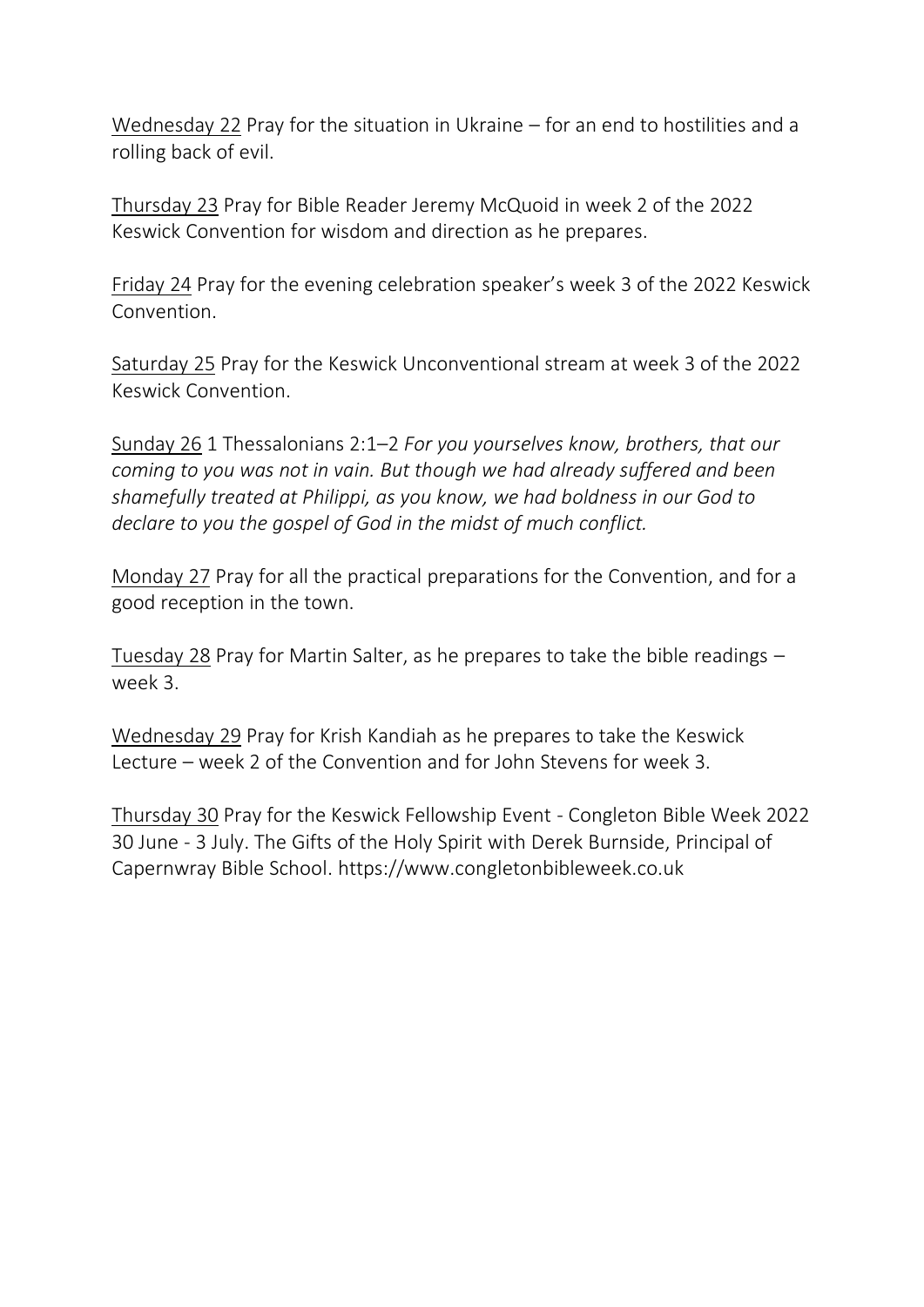<u>Wednesday 22</u> Pray for the situation in Ukraine – for an end to hostilities and a rolling back of evil.

<u>Thursday 23</u> Pray for Bible Reader Jeremy McQuoid in week 2 of the 2022 Keswick Convention for wisdom and direction as he prepares.

<u>Friday 24</u> Pray for the evening celebration speaker's week 3 of the 2022 Keswick Convention.

<u>Saturday 25</u> Pray for the Keswick Unconventional stream at week 3 of the 2022 Keswick Convention.

<u>Sunday 26</u> 1 Thessalonians 2:1–2 *For you yourselves know, brothers, that our coming to you was not in vain. But though we had already suffered and been shamefully treated at Philippi, as you know, we had boldness in our God to declare to you the gospel of God in the midst of much conflict.*

<u>Monday 27</u> Pray for all the practical preparations for the Convention, and for a good reception in the town.

<u>Tuesday 28</u> Pray for Martin Salter, as he prepares to take the bible readings – week 3.

<u>Wednesday 29</u> Pray for Krish Kandiah as he prepares to take the Keswick Lecture – week 2 of the Convention and for John Stevens for week 3.

<u>Thursday 30</u> Pray for the Keswick Fellowship Event - Congleton Bible Week 2022 30 June - 3 July. The Gifts of the Holy Spirit with Derek Burnside, Principal of Capernwray Bible School. https://www.congletonbibleweek.co.uk